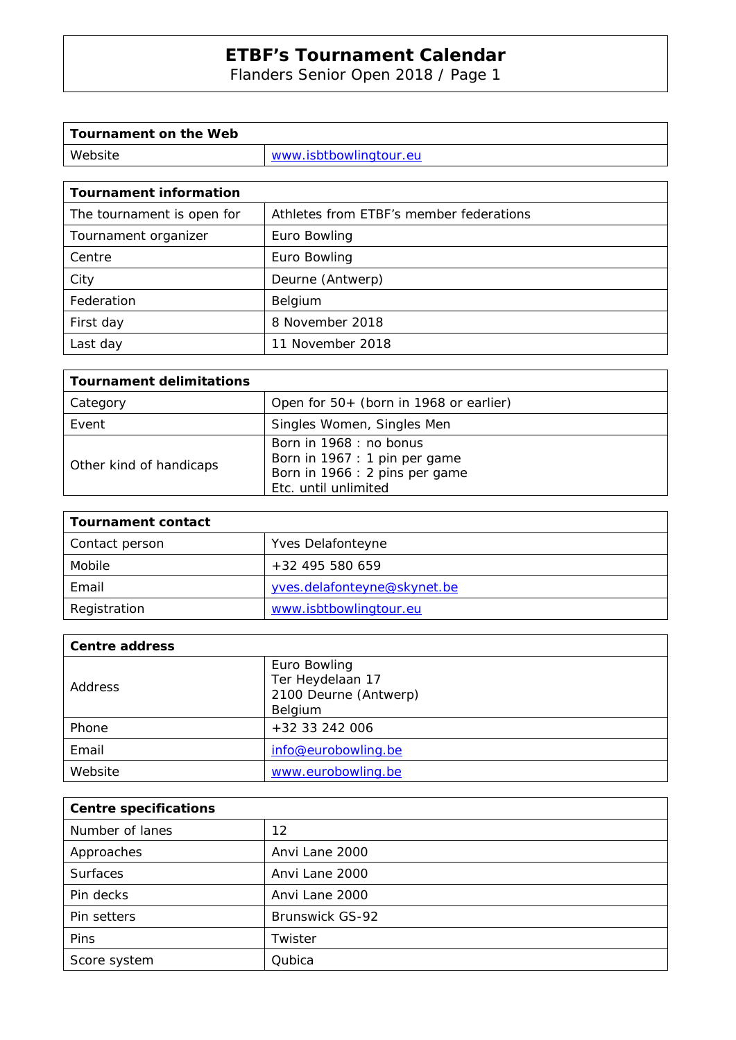# ETBF's Tournament Calendar

Flanders Senior Open 2018 / Page 1

| Tournament on the Web | |
|---|---|
| Website | www.isbtbowlingtour.eu |

| Tournament information | |
|---|---|
| The tournament is open for | Athletes from ETBF's member federations |
| Tournament organizer | Euro Bowling |
| Centre | Euro Bowling |
| City | Deurne (Antwerp) |
| Federation | Belgium |
| First day | 8 November 2018 |
| Last day | 11 November 2018 |

| Tournament delimitations | |
|---|---|
| Category | Open for 50+ (born in 1968 or earlier) |
| Event | Singles Women, Singles Men |
| Other kind of handicaps | Born in 1968 : no bonus<br>Born in 1967 : 1 pin per game<br>Born in 1966 : 2 pins per game<br>Etc. until unlimited |

| Tournament contact | |
|---|---|
| Contact person | Yves Delafonteyne |
| Mobile | +32 495 580 659 |
| Email | yves.delafonteyne@skynet.be |
| Registration | www.isbtbowlingtour.eu |

| Centre address | |
|---|---|
| Address | Euro Bowling<br>Ter Heydelaan 17<br>2100 Deurne (Antwerp)<br>Belgium |
| Phone | +32 33 242 006 |
| Email | info@eurobowling.be |
| Website | www.eurobowling.be |

| Centre specifications | |
|---|---|
| Number of lanes | 12 |
| Approaches | Anvi Lane 2000 |
| Surfaces | Anvi Lane 2000 |
| Pin decks | Anvi Lane 2000 |
| Pin setters | Brunswick GS-92 |
| Pins | Twister |
| Score system | Qubica |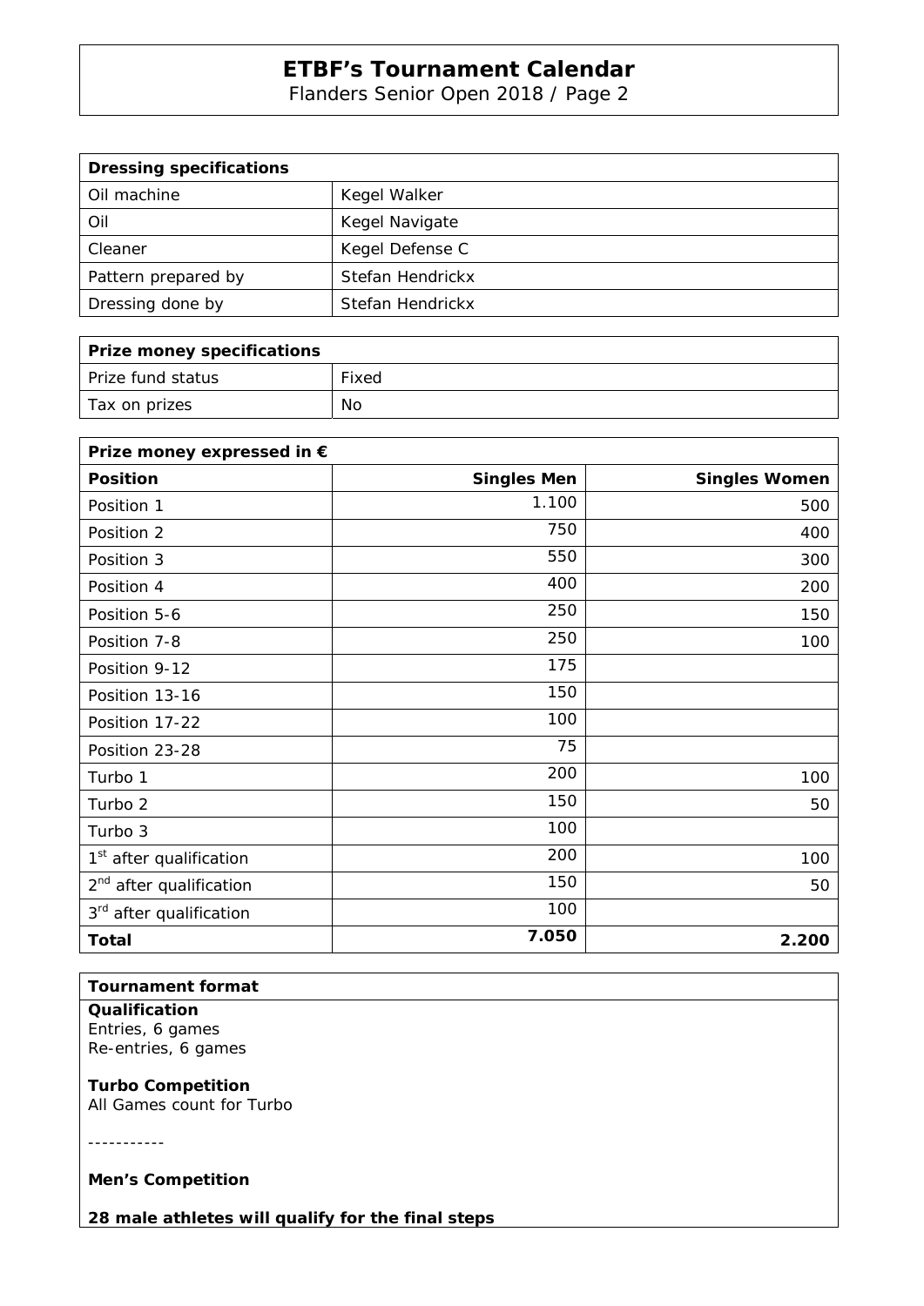# ETBF's Tournament Calendar

Flanders Senior Open 2018 / Page 2

| Dressing specifications | |
|---|---|
| Oil machine | Kegel Walker |
| Oil | Kegel Navigate |
| Cleaner | Kegel Defense C |
| Pattern prepared by | Stefan Hendrickx |
| Dressing done by | Stefan Hendrickx |

| Prize money specifications | |
|---|---|
| Prize fund status | Fixed |
| Tax on prizes | No |

| Prize money expressed in € | | |
|---|---:|---:|
| **Position** | **Singles Men** | **Singles Women** |
| Position 1 | 1.100 | 500 |
| Position 2 | 750 | 400 |
| Position 3 | 550 | 300 |
| Position 4 | 400 | 200 |
| Position 5-6 | 250 | 150 |
| Position 7-8 | 250 | 100 |
| Position 9-12 | 175 | |
| Position 13-16 | 150 | |
| Position 17-22 | 100 | |
| Position 23-28 | 75 | |
| Turbo 1 | 200 | 100 |
| Turbo 2 | 150 | 50 |
| Turbo 3 | 100 | |
| 1st after qualification | 200 | 100 |
| 2nd after qualification | 150 | 50 |
| 3rd after qualification | 100 | |
| **Total** | **7.050** | **2.200** |

**Tournament format**

**Qualification**
Entries, 6 games
Re-entries, 6 games

**Turbo Competition**
All Games count for Turbo

-----------

**Men's Competition**

**28 male athletes will qualify for the final steps**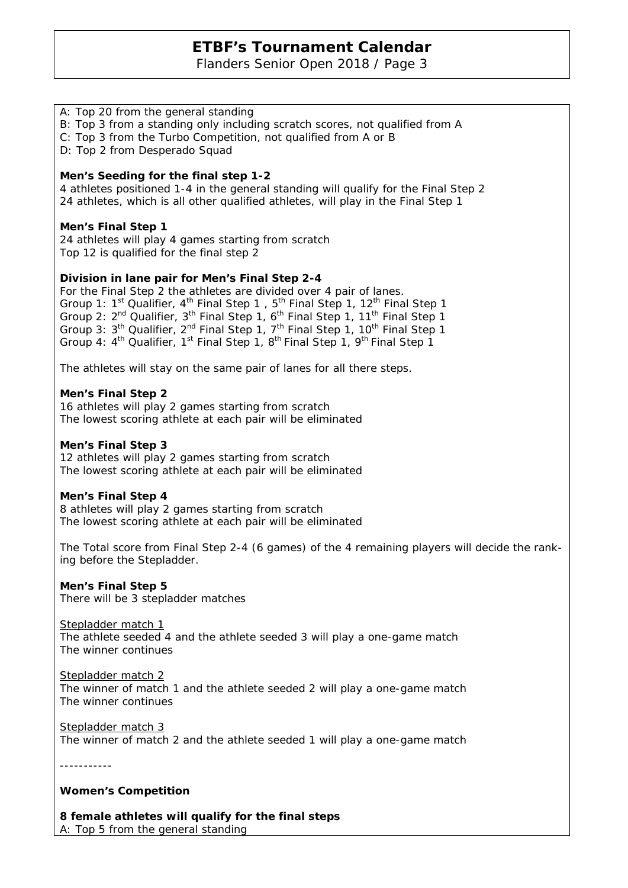A: Top 20 from the general standing
B: Top 3 from a standing only including scratch scores, not qualified from A
C: Top 3 from the Turbo Competition, not qualified from A or B
D: Top 2 from Desperado Squad

**Men's Seeding for the final step 1-2**
4 athletes positioned 1-4 in the general standing will qualify for the Final Step 2
24 athletes, which is all other qualified athletes, will play in the Final Step 1

**Men's Final Step 1**
24 athletes will play 4 games starting from scratch
Top 12 is qualified for the final step 2

**Division in lane pair for Men's Final Step 2-4**
For the Final Step 2 the athletes are divided over 4 pair of lanes.
Group 1: 1st Qualifier, 4th Final Step 1 , 5th Final Step 1, 12th Final Step 1
Group 2: 2nd Qualifier, 3th Final Step 1, 6th Final Step 1, 11th Final Step 1
Group 3: 3th Qualifier, 2nd Final Step 1, 7th Final Step 1, 10th Final Step 1
Group 4: 4th Qualifier, 1st Final Step 1, 8th Final Step 1, 9th Final Step 1

The athletes will stay on the same pair of lanes for all there steps.

**Men's Final Step 2**
16 athletes will play 2 games starting from scratch
The lowest scoring athlete at each pair will be eliminated

**Men's Final Step 3**
12 athletes will play 2 games starting from scratch
The lowest scoring athlete at each pair will be eliminated

**Men's Final Step 4**
8 athletes will play 2 games starting from scratch
The lowest scoring athlete at each pair will be eliminated

The Total score from Final Step 2-4 (6 games) of the 4 remaining players will decide the ranking before the Stepladder.

**Men's Final Step 5**
There will be 3 stepladder matches

Stepladder match 1
The athlete seeded 4 and the athlete seeded 3 will play a one-game match
The winner continues

Stepladder match 2
The winner of match 1 and the athlete seeded 2 will play a one-game match
The winner continues

Stepladder match 3
The winner of match 2 and the athlete seeded 1 will play a one-game match

-----------

**Women's Competition**

**8 female athletes will qualify for the final steps**
A: Top 5 from the general standing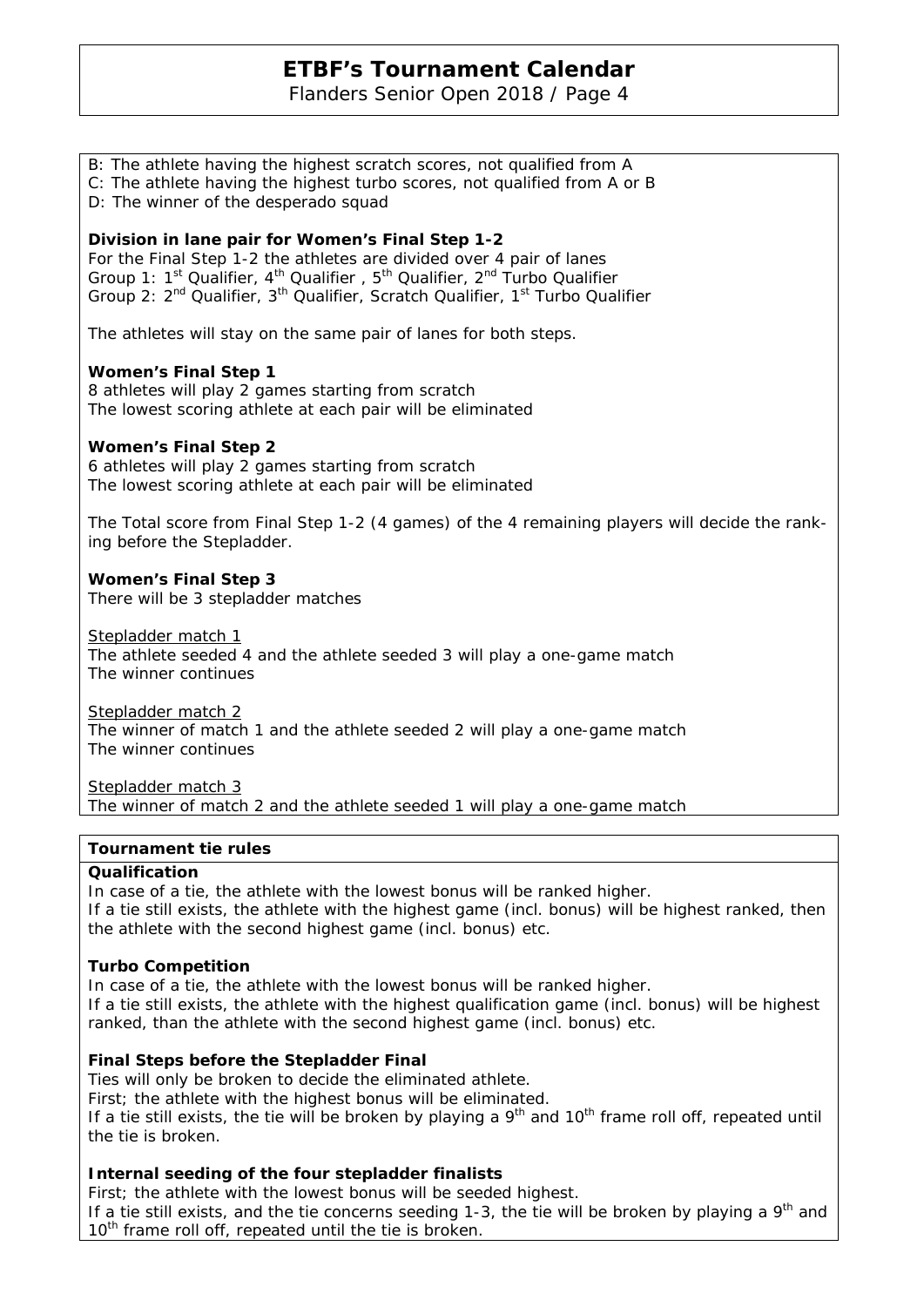B: The athlete having the highest scratch scores, not qualified from A
C: The athlete having the highest turbo scores, not qualified from A or B
D: The winner of the desperado squad

**Division in lane pair for Women's Final Step 1-2**

For the Final Step 1-2 the athletes are divided over 4 pair of lanes
Group 1: 1st Qualifier, 4th Qualifier , 5th Qualifier, 2nd Turbo Qualifier
Group 2: 2nd Qualifier, 3th Qualifier, Scratch Qualifier, 1st Turbo Qualifier

The athletes will stay on the same pair of lanes for both steps.

**Women's Final Step 1**

8 athletes will play 2 games starting from scratch
The lowest scoring athlete at each pair will be eliminated

**Women's Final Step 2**

6 athletes will play 2 games starting from scratch
The lowest scoring athlete at each pair will be eliminated

The Total score from Final Step 1-2 (4 games) of the 4 remaining players will decide the ranking before the Stepladder.

**Women's Final Step 3**

There will be 3 stepladder matches

Stepladder match 1
The athlete seeded 4 and the athlete seeded 3 will play a one-game match
The winner continues

Stepladder match 2
The winner of match 1 and the athlete seeded 2 will play a one-game match
The winner continues

Stepladder match 3
The winner of match 2 and the athlete seeded 1 will play a one-game match

## Tournament tie rules

**Qualification**

In case of a tie, the athlete with the lowest bonus will be ranked higher.
If a tie still exists, the athlete with the highest game (incl. bonus) will be highest ranked, then the athlete with the second highest game (incl. bonus) etc.

**Turbo Competition**

In case of a tie, the athlete with the lowest bonus will be ranked higher.
If a tie still exists, the athlete with the highest qualification game (incl. bonus) will be highest ranked, than the athlete with the second highest game (incl. bonus) etc.

**Final Steps before the Stepladder Final**

Ties will only be broken to decide the eliminated athlete.
First; the athlete with the highest bonus will be eliminated.
If a tie still exists, the tie will be broken by playing a 9th and 10th frame roll off, repeated until the tie is broken.

**Internal seeding of the four stepladder finalists**

First; the athlete with the lowest bonus will be seeded highest.
If a tie still exists, and the tie concerns seeding 1-3, the tie will be broken by playing a 9th and 10th frame roll off, repeated until the tie is broken.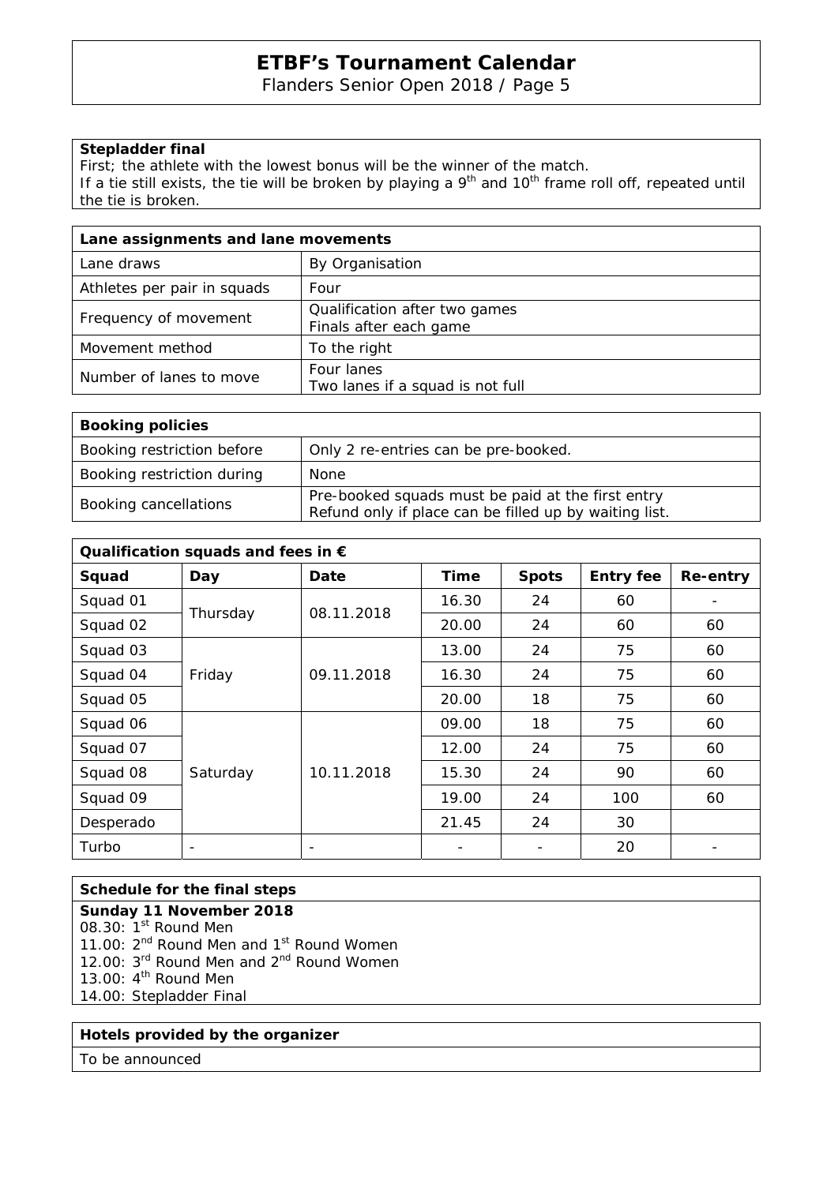### Stepladder final

First; the athlete with the lowest bonus will be the winner of the match.
If a tie still exists, the tie will be broken by playing a 9th and 10th frame roll off, repeated until the tie is broken.

| Lane assignments and lane movements | |
|---|---|
| Lane draws | By Organisation |
| Athletes per pair in squads | Four |
| Frequency of movement | Qualification after two games<br>Finals after each game |
| Movement method | To the right |
| Number of lanes to move | Four lanes<br>Two lanes if a squad is not full |

| Booking policies | |
|---|---|
| Booking restriction before | Only 2 re-entries can be pre-booked. |
| Booking restriction during | None |
| Booking cancellations | Pre-booked squads must be paid at the first entry<br>Refund only if place can be filled up by waiting list. |

**Qualification squads and fees in €**

| Squad | Day | Date | Time | Spots | Entry fee | Re-entry |
|---|---|---|---|---|---|---|
| Squad 01 | Thursday | 08.11.2018 | 16.30 | 24 | 60 | - |
| Squad 02 | | | 20.00 | 24 | 60 | 60 |
| Squad 03 | Friday | 09.11.2018 | 13.00 | 24 | 75 | 60 |
| Squad 04 | | | 16.30 | 24 | 75 | 60 |
| Squad 05 | | | 20.00 | 18 | 75 | 60 |
| Squad 06 | Saturday | 10.11.2018 | 09.00 | 18 | 75 | 60 |
| Squad 07 | | | 12.00 | 24 | 75 | 60 |
| Squad 08 | | | 15.30 | 24 | 90 | 60 |
| Squad 09 | | | 19.00 | 24 | 100 | 60 |
| Desperado | | | 21.45 | 24 | 30 | |
| Turbo | - | - | - | - | 20 | - |

### Schedule for the final steps

**Sunday 11 November 2018**

08.30: 1st Round Men
11.00: 2nd Round Men and 1st Round Women
12.00: 3rd Round Men and 2nd Round Women
13.00: 4th Round Men
14.00: Stepladder Final

### Hotels provided by the organizer

To be announced